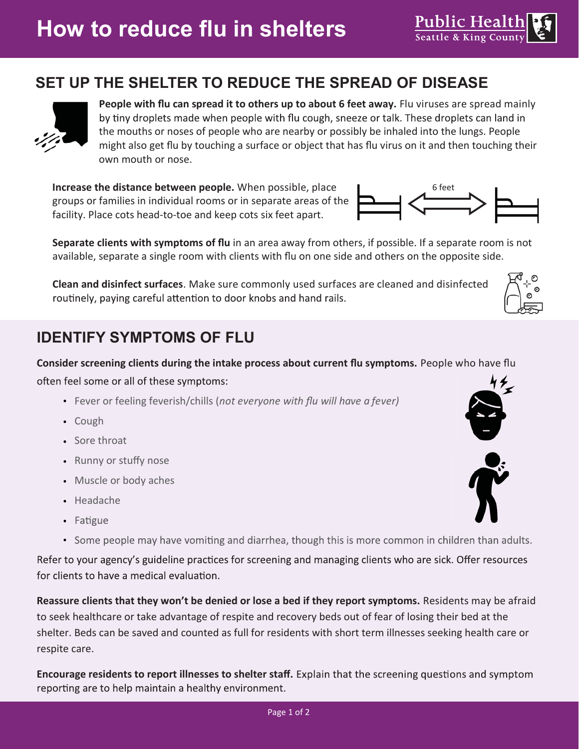# How to reduce flu in shelters

Public Health Seattle & King County

## SET UP THE SHELTER TO REDUCE THE SPREAD OF DISEASE

**People with flu can spread it to others up to about 6 feet away.** Flu viruses are spread mainly by tiny droplets made when people with flu cough, sneeze or talk. These droplets can land in the mouths or noses of people who are nearby or possibly be inhaled into the lungs. People might also get flu by touching a surface or object that has flu virus on it and then touching their own mouth or nose.

**Increase the distance between people.** When possible, place groups or families in individual rooms or in separate areas of the facility. Place cots head-to-toe and keep cots six feet apart.

6 feet

**Separate clients with symptoms of flu** in an area away from others, if possible. If a separate room is not available, separate a single room with clients with flu on one side and others on the opposite side.

**Clean and disinfect surfaces**. Make sure commonly used surfaces are cleaned and disinfected routinely, paying careful attention to door knobs and hand rails.

## IDENTIFY SYMPTOMS OF FLU

**Consider screening clients during the intake process about current flu symptoms.** People who have flu often feel some or all of these symptoms:

- Fever or feeling feverish/chills (*not everyone with flu will have a fever)*
- Cough
- Sore throat
- Runny or stuffy nose
- Muscle or body aches
- Headache
- Fatigue
- Some people may have vomiting and diarrhea, though this is more common in children than adults.

Refer to your agency's guideline practices for screening and managing clients who are sick. Offer resources for clients to have a medical evaluation.

**Reassure clients that they won't be denied or lose a bed if they report symptoms.** Residents may be afraid to seek healthcare or take advantage of respite and recovery beds out of fear of losing their bed at the shelter. Beds can be saved and counted as full for residents with short term illnesses seeking health care or respite care.

**Encourage residents to report illnesses to shelter staff.** Explain that the screening questions and symptom reporting are to help maintain a healthy environment.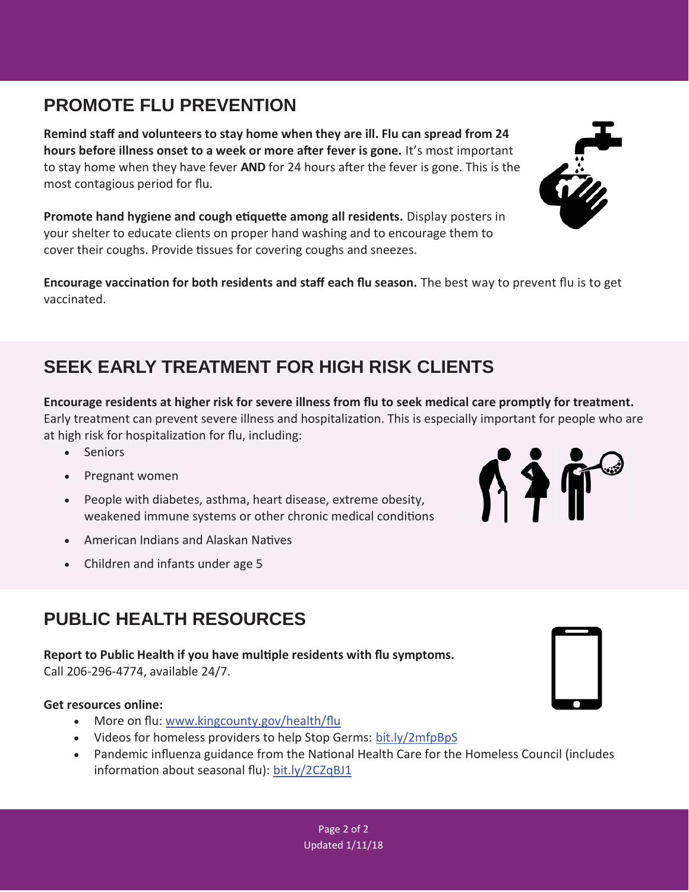## PROMOTE FLU PREVENTION

**Remind staff and volunteers to stay home when they are ill. Flu can spread from 24 hours before illness onset to a week or more after fever is gone.** It's most important to stay home when they have fever **AND** for 24 hours after the fever is gone. This is the most contagious period for flu.

**Promote hand hygiene and cough etiquette among all residents.** Display posters in your shelter to educate clients on proper hand washing and to encourage them to cover their coughs. Provide tissues for covering coughs and sneezes.

**Encourage vaccination for both residents and staff each flu season.** The best way to prevent flu is to get vaccinated.

## SEEK EARLY TREATMENT FOR HIGH RISK CLIENTS

**Encourage residents at higher risk for severe illness from flu to seek medical care promptly for treatment.** Early treatment can prevent severe illness and hospitalization. This is especially important for people who are at high risk for hospitalization for flu, including:

- Seniors
- Pregnant women
- People with diabetes, asthma, heart disease, extreme obesity, weakened immune systems or other chronic medical conditions
- American Indians and Alaskan Natives
- Children and infants under age 5

## PUBLIC HEALTH RESOURCES

**Report to Public Health if you have multiple residents with flu symptoms.**
Call 206-296-4774, available 24/7.

**Get resources online:**

- More on flu: www.kingcounty.gov/health/flu
- Videos for homeless providers to help Stop Germs: bit.ly/2mfpBpS
- Pandemic influenza guidance from the National Health Care for the Homeless Council (includes information about seasonal flu): bit.ly/2CZqBJ1

Updated 1/11/18